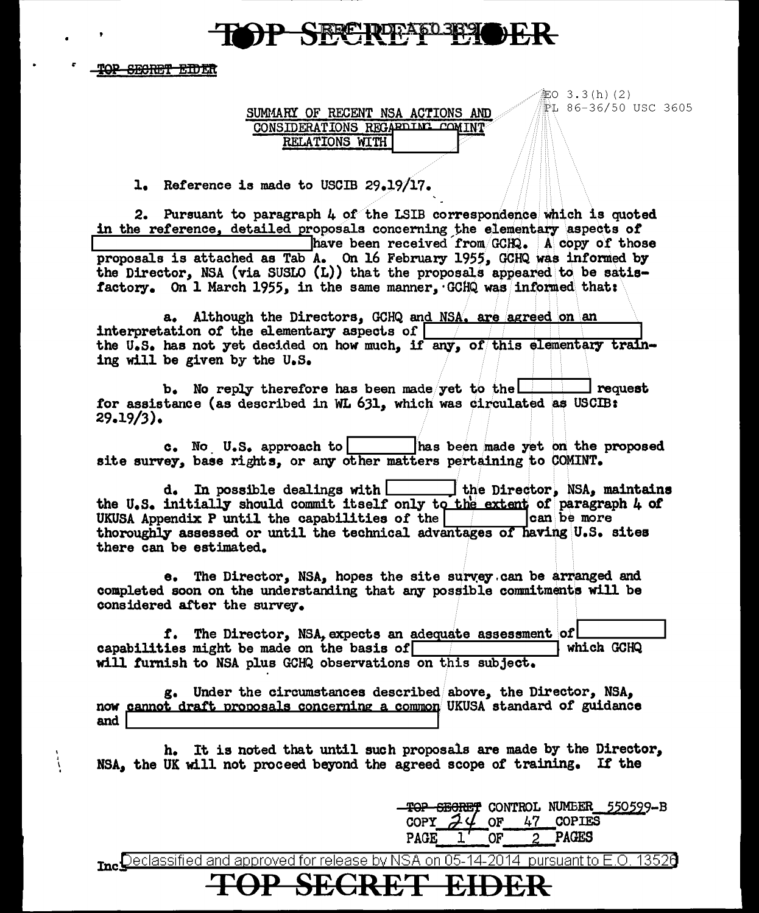TOP SECRET EIDER

EO 3.3(h)(2)
PL 86-36/50 USC 3605

SUMMARY OF RECENT NSA ACTIONS AND CONSIDERATIONS REGARDING COMINT RELATIONS WITH [ ]

1. Reference is made to USCIB 29.19/17.

2. Pursuant to paragraph 4 of the LSIB correspondence which is quoted in the reference, detailed proposals concerning the elementary aspects of [ ] have been received from GCHQ. A copy of those proposals is attached as Tab A. On 16 February 1955, GCHQ was informed by the Director, NSA (via SUSLO (L)) that the proposals appeared to be satisfactory. On 1 March 1955, in the same manner, GCHQ was informed that:

a. Although the Directors, GCHQ and NSA, are agreed on an interpretation of the elementary aspects of [ ] the U.S. has not yet decided on how much, if any, of this elementary training will be given by the U.S.

b. No reply therefore has been made yet to the [ ] request for assistance (as described in WL 631, which was circulated as USCIB: 29.19/3).

c. No U.S. approach to [ ] has been made yet on the proposed site survey, base rights, or any other matters pertaining to COMINT.

d. In possible dealings with [ ] the Director, NSA, maintains the U.S. initially should commit itself only to the extent of paragraph 4 of UKUSA Appendix P until the capabilities of the [ ] can be more thoroughly assessed or until the technical advantages of having U.S. sites there can be estimated.

e. The Director, NSA, hopes the site survey can be arranged and completed soon on the understanding that any possible commitments will be considered after the survey.

f. The Director, NSA, expects an adequate assessment of [ ] capabilities might be made on the basis of [ ] which GCHQ will furnish to NSA plus GCHQ observations on this subject.

g. Under the circumstances described above, the Director, NSA, now cannot draft proposals concerning a common UKUSA standard of guidance and [ ]

h. It is noted that until such proposals are made by the Director, NSA, the UK will not proceed beyond the agreed scope of training. If the

TOP SECRET CONTROL NUMBER 550599-B
COPY 24 OF 47 COPIES
PAGE 1 OF 2 PAGES

Incl

Declassified and approved for release by NSA on 05-14-2014 pursuant to E.O. 13526

TOP SECRET EIDER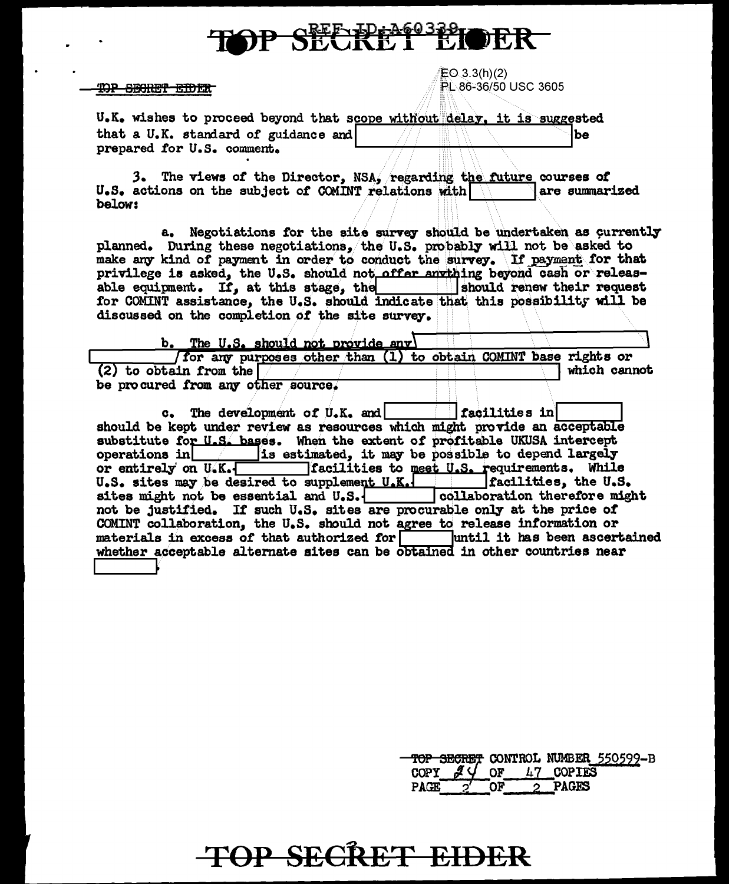EO 3.3(h)(2)
PL 86-36/50 USC 3605

U.K. wishes to proceed beyond that scope without delay, it is suggested that a U.K. standard of guidance and [REDACTED] be prepared for U.S. comment.

3. The views of the Director, NSA, regarding the future courses of U.S. actions on the subject of COMINT relations with [REDACTED] are summarized below:

a. Negotiations for the site survey should be undertaken as currently planned. During these negotiations, the U.S. probably will not be asked to make any kind of payment in order to conduct the survey. If payment for that privilege is asked, the U.S. should not offer anything beyond cash or releasable equipment. If, at this stage, the [REDACTED] should renew their request for COMINT assistance, the U.S. should indicate that this possibility will be discussed on the completion of the site survey.

b. The U.S. should not provide any [REDACTED] for any purposes other than (1) to obtain COMINT base rights or (2) to obtain from the [REDACTED] which cannot be procured from any other source.

c. The development of U.K. and [REDACTED] facilities in [REDACTED] should be kept under review as resources which might provide an acceptable substitute for U.S. bases. When the extent of profitable UKUSA intercept operations in [REDACTED] is estimated, it may be possible to depend largely or entirely on U.K.-[REDACTED] facilities to meet U.S. requirements. While U.S. sites may be desired to supplement U.K.-[REDACTED] facilities, the U.S. sites might not be essential and U.S.-[REDACTED] collaboration therefore might not be justified. If such U.S. sites are procurable only at the price of COMINT collaboration, the U.S. should not agree to release information or materials in excess of that authorized for [REDACTED] until it has been ascertained whether acceptable alternate sites can be obtained in other countries near [REDACTED].

TOP SECRET CONTROL NUMBER 550599-B
COPY 24 OF 47 COPIES
PAGE 2 OF 2 PAGES